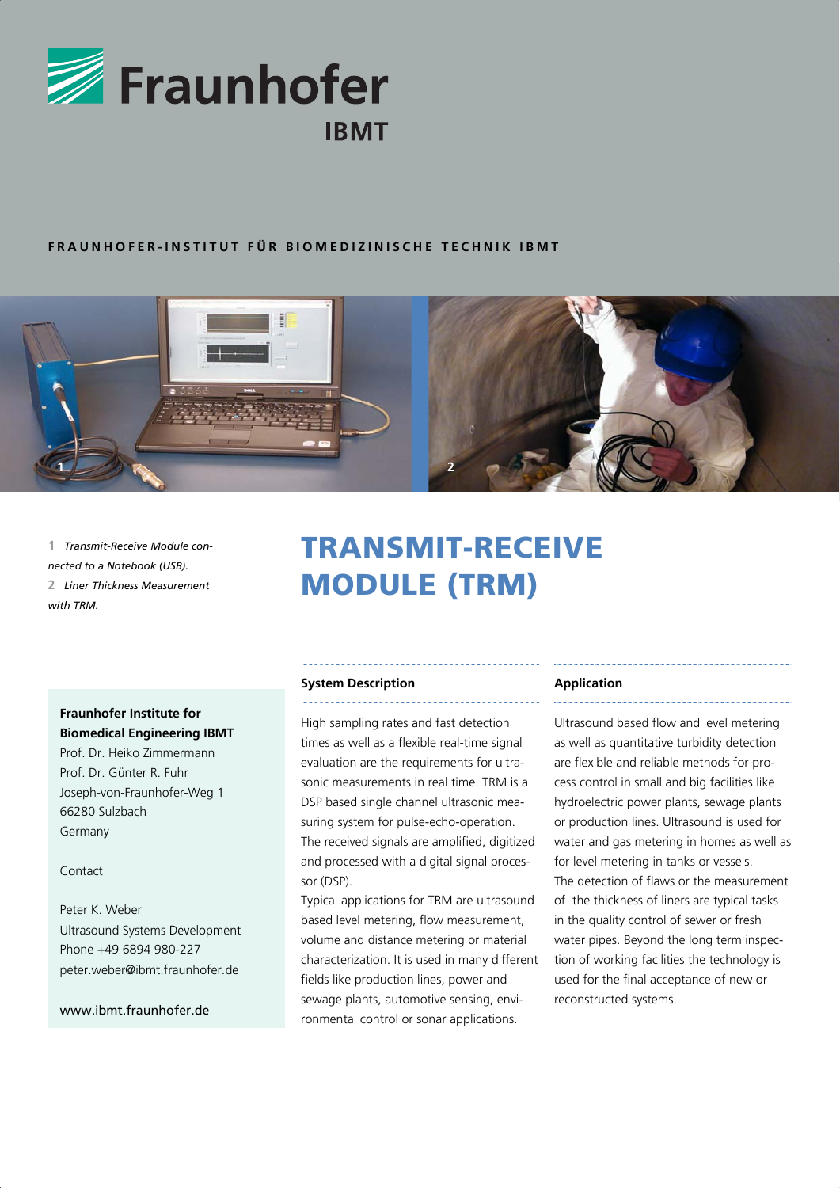Fraunhofer

IBMT

FRAUNHOFER-INSTITUT FÜR BIOMEDIZINISCHE TECHNIK IBMT

**1** *Transmit-Receive Module connected to a Notebook (USB).*
**2** *Liner Thickness Measurement with TRM.*

# TRANSMIT-RECEIVE MODULE (TRM)

**Fraunhofer Institute for Biomedical Engineering IBMT**
Prof. Dr. Heiko Zimmermann
Prof. Dr. Günter R. Fuhr
Joseph-von-Fraunhofer-Weg 1
66280 Sulzbach
Germany

Contact

Peter K. Weber
Ultrasound Systems Development
Phone +49 6894 980-227
peter.weber@ibmt.fraunhofer.de

www.ibmt.fraunhofer.de

## System Description

High sampling rates and fast detection times as well as a flexible real-time signal evaluation are the requirements for ultrasonic measurements in real time. TRM is a DSP based single channel ultrasonic measuring system for pulse-echo-operation. The received signals are amplified, digitized and processed with a digital signal processor (DSP).
Typical applications for TRM are ultrasound based level metering, flow measurement, volume and distance metering or material characterization. It is used in many different fields like production lines, power and sewage plants, automotive sensing, environmental control or sonar applications.

## Application

Ultrasound based flow and level metering as well as quantitative turbidity detection are flexible and reliable methods for process control in small and big facilities like hydroelectric power plants, sewage plants or production lines. Ultrasound is used for water and gas metering in homes as well as for level metering in tanks or vessels.
The detection of flaws or the measurement of the thickness of liners are typical tasks in the quality control of sewer or fresh water pipes. Beyond the long term inspection of working facilities the technology is used for the final acceptance of new or reconstructed systems.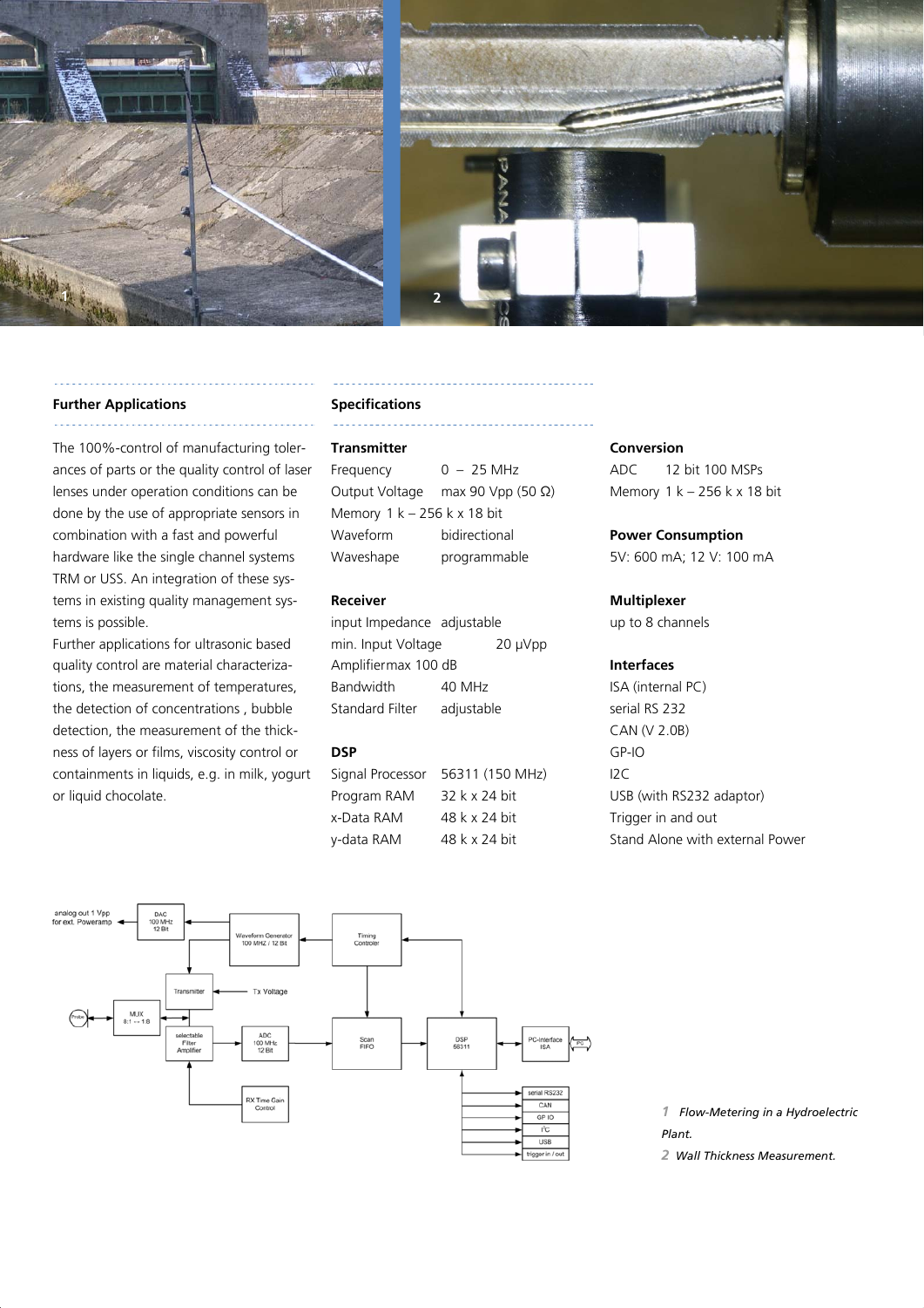## Further Applications

The 100%-control of manufacturing tolerances of parts or the quality control of laser lenses under operation conditions can be done by the use of appropriate sensors in combination with a fast and powerful hardware like the single channel systems TRM or USS. An integration of these systems in existing quality management systems is possible.

Further applications for ultrasonic based quality control are material characterizations, the measurement of temperatures, the detection of concentrations , bubble detection, the measurement of the thickness of layers or films, viscosity control or containments in liquids, e.g. in milk, yogurt or liquid chocolate.

## Specifications

### Transmitter

| | |
|---|---|
| Frequency | 0 – 25 MHz |
| Output Voltage | max 90 Vpp (50 Ω) |
| Memory | 1 k – 256 k x 18 bit |
| Waveform | bidirectional |
| Waveshape | programmable |

### Receiver

| | |
|---|---|
| input Impedance | adjustable |
| min. Input Voltage | 20 µVpp |
| Amplifier | max 100 dB |
| Bandwidth | 40 MHz |
| Standard Filter | adjustable |

### DSP

| | |
|---|---|
| Signal Processor | 56311 (150 MHz) |
| Program RAM | 32 k x 24 bit |
| x-Data RAM | 48 k x 24 bit |
| y-data RAM | 48 k x 24 bit |

### Conversion

ADC 12 bit 100 MSPs
Memory 1 k – 256 k x 18 bit

### Power Consumption

5V: 600 mA; 12 V: 100 mA

### Multiplexer

up to 8 channels

### Interfaces

ISA (internal PC)
serial RS 232
CAN (V 2.0B)
GP-IO
I2C
USB (with RS232 adaptor)
Trigger in and out
Stand Alone with external Power

analog out 1 Vpp for ext. Poweramp
DAC 100 MHz 12 Bit
Waveform Generator 100 MHZ / 12 Bit
Timing Controler
Transmitter
Tx Voltage
Probe
MUX 8:1 -- 1:8
selectable Filter Amplifier
ADC 100 MHz 12 Bit
Scan FIFO
DSP 56311
PC-interface ISA
PC
RX Time Gain Control
serial RS232
CAN
GP IO
I²C
USB
trigger in / out

*1 Flow-Metering in a Hydroelectric Plant.*

*2 Wall Thickness Measurement.*